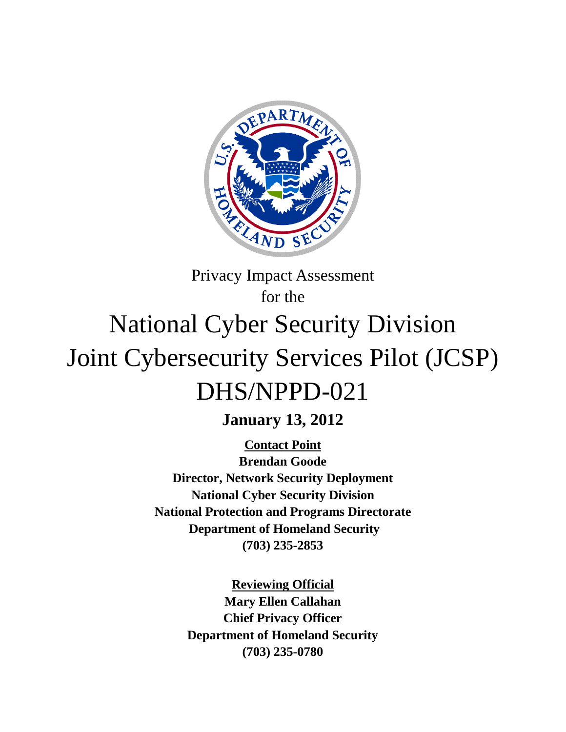Privacy Impact Assessment

for the

# National Cyber Security Division Joint Cybersecurity Services Pilot (JCSP) DHS/NPPD-021

**January 13, 2012**

**Contact Point**

**Brendan Goode**

**Director, Network Security Deployment**

**National Cyber Security Division**

**National Protection and Programs Directorate**

**Department of Homeland Security**

**(703) 235-2853**

**Reviewing Official**

**Mary Ellen Callahan**

**Chief Privacy Officer**

**Department of Homeland Security**

**(703) 235-0780**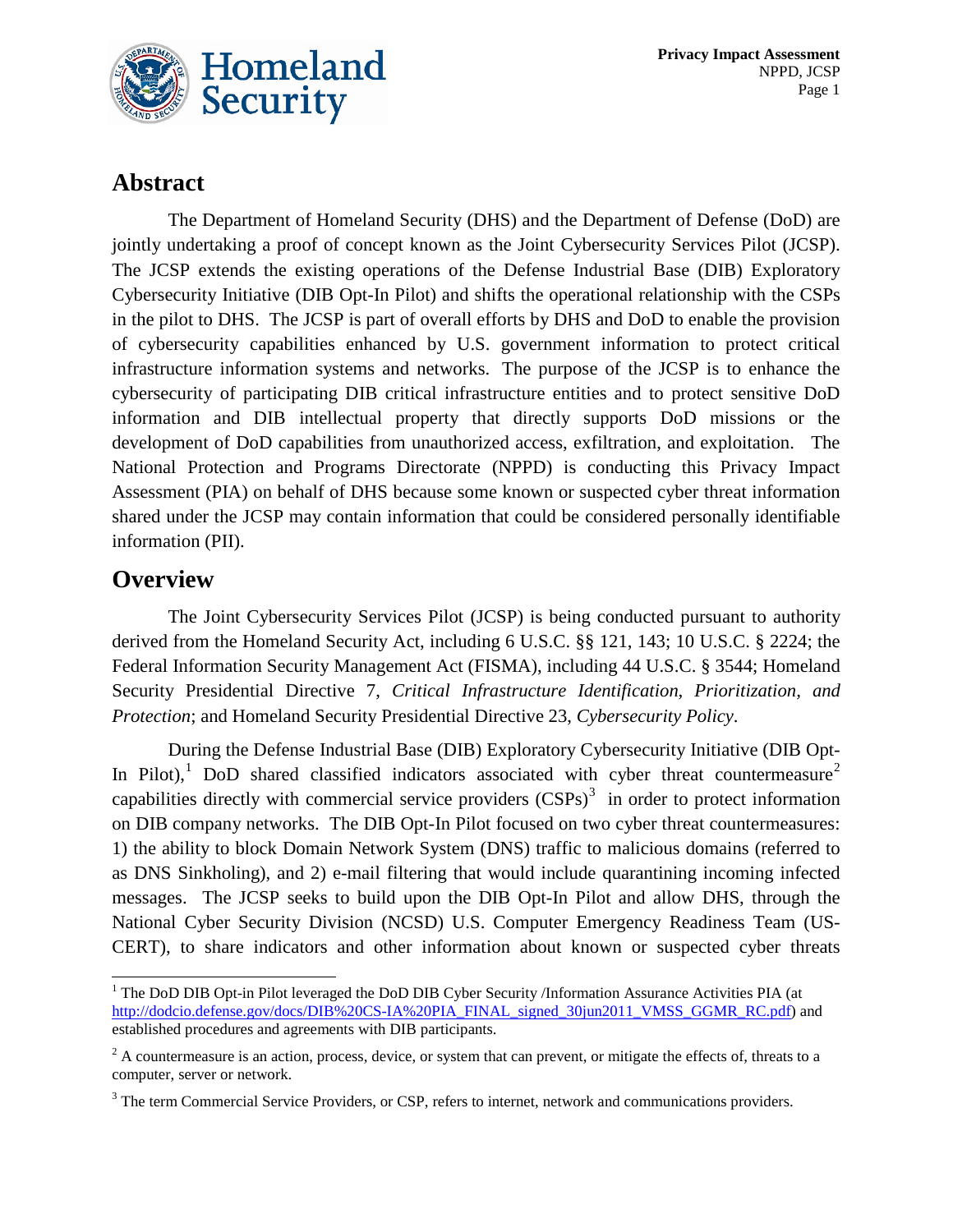## Abstract

The Department of Homeland Security (DHS) and the Department of Defense (DoD) are jointly undertaking a proof of concept known as the Joint Cybersecurity Services Pilot (JCSP). The JCSP extends the existing operations of the Defense Industrial Base (DIB) Exploratory Cybersecurity Initiative (DIB Opt-In Pilot) and shifts the operational relationship with the CSPs in the pilot to DHS. The JCSP is part of overall efforts by DHS and DoD to enable the provision of cybersecurity capabilities enhanced by U.S. government information to protect critical infrastructure information systems and networks. The purpose of the JCSP is to enhance the cybersecurity of participating DIB critical infrastructure entities and to protect sensitive DoD information and DIB intellectual property that directly supports DoD missions or the development of DoD capabilities from unauthorized access, exfiltration, and exploitation. The National Protection and Programs Directorate (NPPD) is conducting this Privacy Impact Assessment (PIA) on behalf of DHS because some known or suspected cyber threat information shared under the JCSP may contain information that could be considered personally identifiable information (PII).

## Overview

The Joint Cybersecurity Services Pilot (JCSP) is being conducted pursuant to authority derived from the Homeland Security Act, including 6 U.S.C. §§ 121, 143; 10 U.S.C. § 2224; the Federal Information Security Management Act (FISMA), including 44 U.S.C. § 3544; Homeland Security Presidential Directive 7, *Critical Infrastructure Identification, Prioritization, and Protection*; and Homeland Security Presidential Directive 23, *Cybersecurity Policy*.

During the Defense Industrial Base (DIB) Exploratory Cybersecurity Initiative (DIB Opt-In Pilot),[1] DoD shared classified indicators associated with cyber threat countermeasure[2] capabilities directly with commercial service providers (CSPs)[3] in order to protect information on DIB company networks. The DIB Opt-In Pilot focused on two cyber threat countermeasures: 1) the ability to block Domain Network System (DNS) traffic to malicious domains (referred to as DNS Sinkholing), and 2) e-mail filtering that would include quarantining incoming infected messages. The JCSP seeks to build upon the DIB Opt-In Pilot and allow DHS, through the National Cyber Security Division (NCSD) U.S. Computer Emergency Readiness Team (US-CERT), to share indicators and other information about known or suspected cyber threats

---

[1] The DoD DIB Opt-in Pilot leveraged the DoD DIB Cyber Security /Information Assurance Activities PIA (at http://dodcio.defense.gov/docs/DIB%20CS-IA%20PIA_FINAL_signed_30jun2011_VMSS_GGMR_RC.pdf) and established procedures and agreements with DIB participants.

[2] A countermeasure is an action, process, device, or system that can prevent, or mitigate the effects of, threats to a computer, server or network.

[3] The term Commercial Service Providers, or CSP, refers to internet, network and communications providers.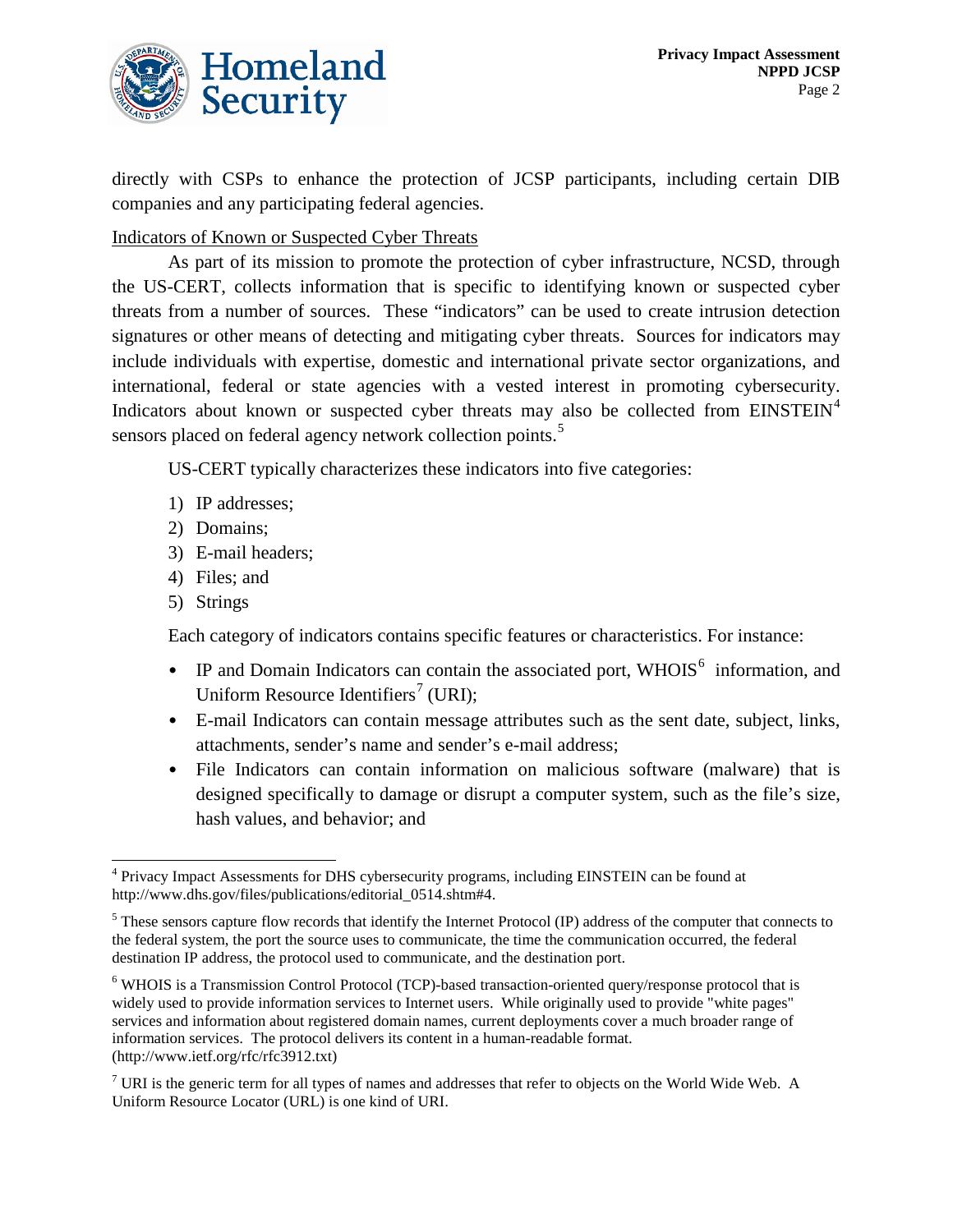directly with CSPs to enhance the protection of JCSP participants, including certain DIB companies and any participating federal agencies.

Indicators of Known or Suspected Cyber Threats

As part of its mission to promote the protection of cyber infrastructure, NCSD, through the US-CERT, collects information that is specific to identifying known or suspected cyber threats from a number of sources. These "indicators" can be used to create intrusion detection signatures or other means of detecting and mitigating cyber threats. Sources for indicators may include individuals with expertise, domestic and international private sector organizations, and international, federal or state agencies with a vested interest in promoting cybersecurity. Indicators about known or suspected cyber threats may also be collected from EINSTEIN[4] sensors placed on federal agency network collection points.[5]

US-CERT typically characterizes these indicators into five categories:

1) IP addresses;
2) Domains;
3) E-mail headers;
4) Files; and
5) Strings

Each category of indicators contains specific features or characteristics. For instance:

- IP and Domain Indicators can contain the associated port, WHOIS[6] information, and Uniform Resource Identifiers[7] (URI);
- E-mail Indicators can contain message attributes such as the sent date, subject, links, attachments, sender's name and sender's e-mail address;
- File Indicators can contain information on malicious software (malware) that is designed specifically to damage or disrupt a computer system, such as the file's size, hash values, and behavior; and

---

[4] Privacy Impact Assessments for DHS cybersecurity programs, including EINSTEIN can be found at http://www.dhs.gov/files/publications/editorial_0514.shtm#4.

[5] These sensors capture flow records that identify the Internet Protocol (IP) address of the computer that connects to the federal system, the port the source uses to communicate, the time the communication occurred, the federal destination IP address, the protocol used to communicate, and the destination port.

[6] WHOIS is a Transmission Control Protocol (TCP)-based transaction-oriented query/response protocol that is widely used to provide information services to Internet users. While originally used to provide "white pages" services and information about registered domain names, current deployments cover a much broader range of information services. The protocol delivers its content in a human-readable format. (http://www.ietf.org/rfc/rfc3912.txt)

[7] URI is the generic term for all types of names and addresses that refer to objects on the World Wide Web. A Uniform Resource Locator (URL) is one kind of URI.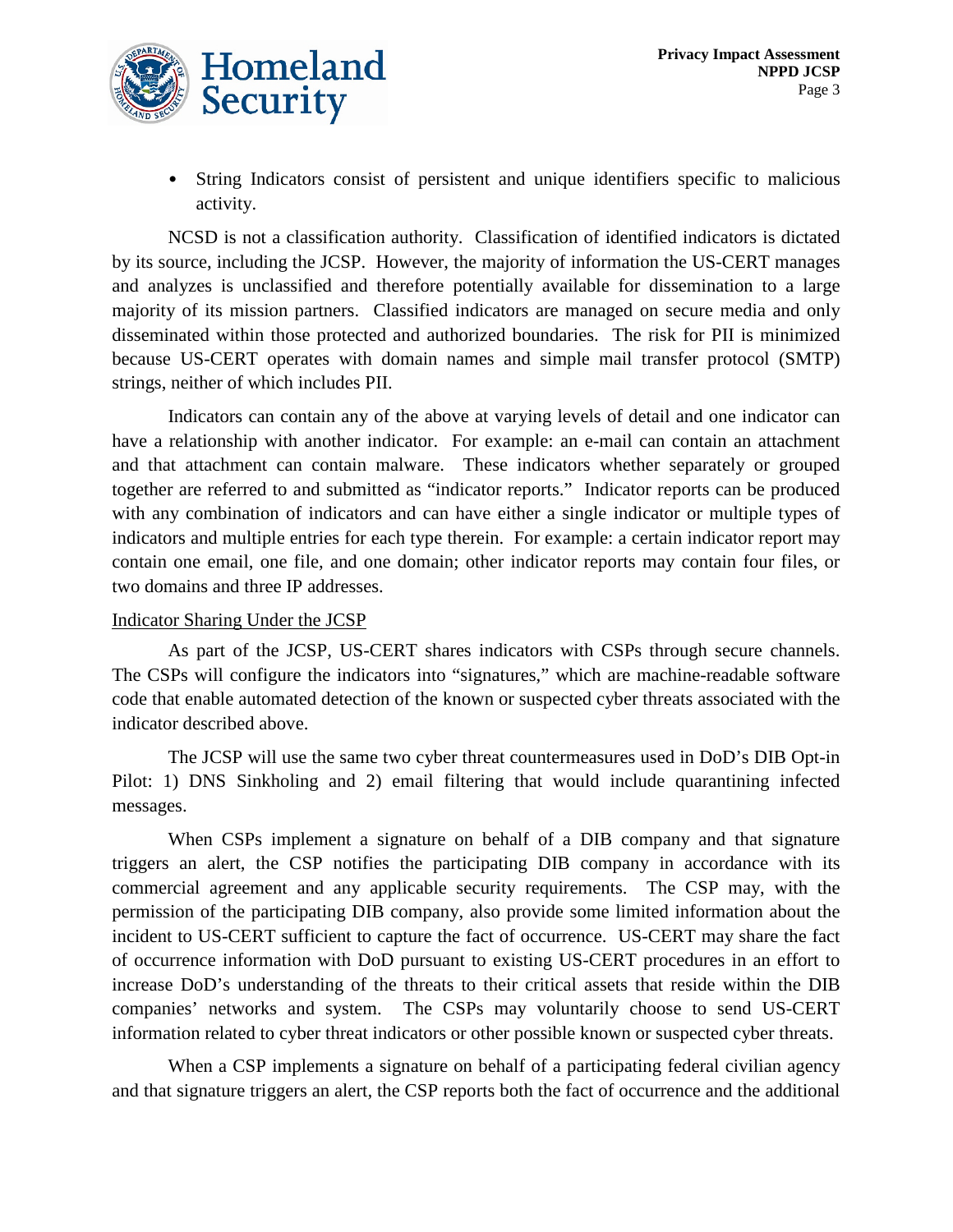- String Indicators consist of persistent and unique identifiers specific to malicious activity.

NCSD is not a classification authority. Classification of identified indicators is dictated by its source, including the JCSP. However, the majority of information the US-CERT manages and analyzes is unclassified and therefore potentially available for dissemination to a large majority of its mission partners. Classified indicators are managed on secure media and only disseminated within those protected and authorized boundaries. The risk for PII is minimized because US-CERT operates with domain names and simple mail transfer protocol (SMTP) strings, neither of which includes PII.

Indicators can contain any of the above at varying levels of detail and one indicator can have a relationship with another indicator. For example: an e-mail can contain an attachment and that attachment can contain malware. These indicators whether separately or grouped together are referred to and submitted as "indicator reports." Indicator reports can be produced with any combination of indicators and can have either a single indicator or multiple types of indicators and multiple entries for each type therein. For example: a certain indicator report may contain one email, one file, and one domain; other indicator reports may contain four files, or two domains and three IP addresses.

<u>Indicator Sharing Under the JCSP</u>

As part of the JCSP, US-CERT shares indicators with CSPs through secure channels. The CSPs will configure the indicators into "signatures," which are machine-readable software code that enable automated detection of the known or suspected cyber threats associated with the indicator described above.

The JCSP will use the same two cyber threat countermeasures used in DoD's DIB Opt-in Pilot: 1) DNS Sinkholing and 2) email filtering that would include quarantining infected messages.

When CSPs implement a signature on behalf of a DIB company and that signature triggers an alert, the CSP notifies the participating DIB company in accordance with its commercial agreement and any applicable security requirements. The CSP may, with the permission of the participating DIB company, also provide some limited information about the incident to US-CERT sufficient to capture the fact of occurrence. US-CERT may share the fact of occurrence information with DoD pursuant to existing US-CERT procedures in an effort to increase DoD's understanding of the threats to their critical assets that reside within the DIB companies' networks and system. The CSPs may voluntarily choose to send US-CERT information related to cyber threat indicators or other possible known or suspected cyber threats.

When a CSP implements a signature on behalf of a participating federal civilian agency and that signature triggers an alert, the CSP reports both the fact of occurrence and the additional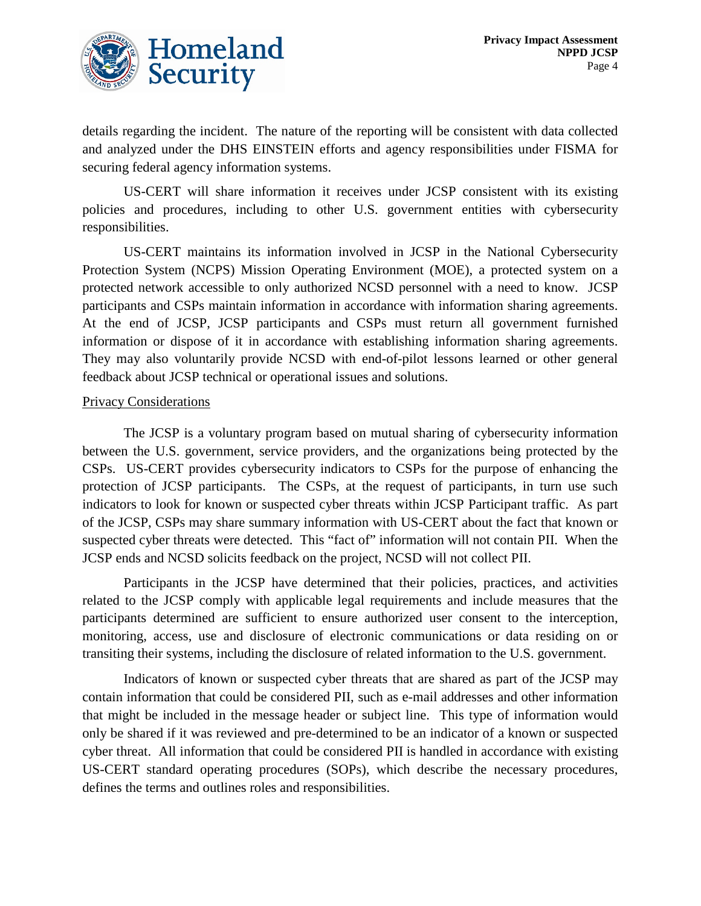details regarding the incident. The nature of the reporting will be consistent with data collected and analyzed under the DHS EINSTEIN efforts and agency responsibilities under FISMA for securing federal agency information systems.

US-CERT will share information it receives under JCSP consistent with its existing policies and procedures, including to other U.S. government entities with cybersecurity responsibilities.

US-CERT maintains its information involved in JCSP in the National Cybersecurity Protection System (NCPS) Mission Operating Environment (MOE), a protected system on a protected network accessible to only authorized NCSD personnel with a need to know. JCSP participants and CSPs maintain information in accordance with information sharing agreements. At the end of JCSP, JCSP participants and CSPs must return all government furnished information or dispose of it in accordance with establishing information sharing agreements. They may also voluntarily provide NCSD with end-of-pilot lessons learned or other general feedback about JCSP technical or operational issues and solutions.

<u>Privacy Considerations</u>

The JCSP is a voluntary program based on mutual sharing of cybersecurity information between the U.S. government, service providers, and the organizations being protected by the CSPs. US-CERT provides cybersecurity indicators to CSPs for the purpose of enhancing the protection of JCSP participants. The CSPs, at the request of participants, in turn use such indicators to look for known or suspected cyber threats within JCSP Participant traffic. As part of the JCSP, CSPs may share summary information with US-CERT about the fact that known or suspected cyber threats were detected. This "fact of" information will not contain PII. When the JCSP ends and NCSD solicits feedback on the project, NCSD will not collect PII.

Participants in the JCSP have determined that their policies, practices, and activities related to the JCSP comply with applicable legal requirements and include measures that the participants determined are sufficient to ensure authorized user consent to the interception, monitoring, access, use and disclosure of electronic communications or data residing on or transiting their systems, including the disclosure of related information to the U.S. government.

Indicators of known or suspected cyber threats that are shared as part of the JCSP may contain information that could be considered PII, such as e-mail addresses and other information that might be included in the message header or subject line. This type of information would only be shared if it was reviewed and pre-determined to be an indicator of a known or suspected cyber threat. All information that could be considered PII is handled in accordance with existing US-CERT standard operating procedures (SOPs), which describe the necessary procedures, defines the terms and outlines roles and responsibilities.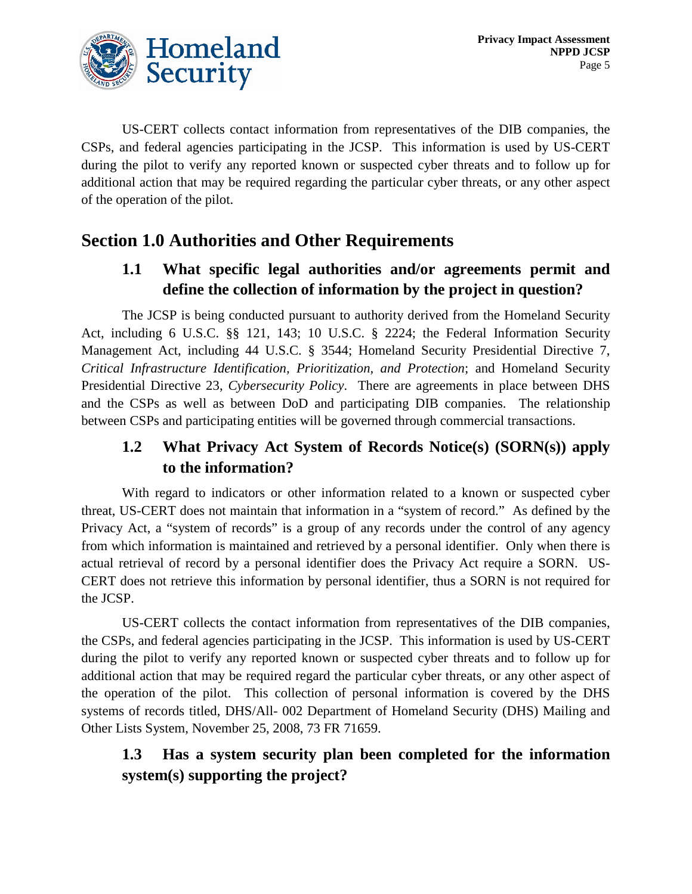US-CERT collects contact information from representatives of the DIB companies, the CSPs, and federal agencies participating in the JCSP. This information is used by US-CERT during the pilot to verify any reported known or suspected cyber threats and to follow up for additional action that may be required regarding the particular cyber threats, or any other aspect of the operation of the pilot.

## Section 1.0 Authorities and Other Requirements

### 1.1 What specific legal authorities and/or agreements permit and define the collection of information by the project in question?

The JCSP is being conducted pursuant to authority derived from the Homeland Security Act, including 6 U.S.C. §§ 121, 143; 10 U.S.C. § 2224; the Federal Information Security Management Act, including 44 U.S.C. § 3544; Homeland Security Presidential Directive 7, *Critical Infrastructure Identification, Prioritization, and Protection*; and Homeland Security Presidential Directive 23, *Cybersecurity Policy*. There are agreements in place between DHS and the CSPs as well as between DoD and participating DIB companies. The relationship between CSPs and participating entities will be governed through commercial transactions.

### 1.2 What Privacy Act System of Records Notice(s) (SORN(s)) apply to the information?

With regard to indicators or other information related to a known or suspected cyber threat, US-CERT does not maintain that information in a "system of record." As defined by the Privacy Act, a "system of records" is a group of any records under the control of any agency from which information is maintained and retrieved by a personal identifier. Only when there is actual retrieval of record by a personal identifier does the Privacy Act require a SORN. US-CERT does not retrieve this information by personal identifier, thus a SORN is not required for the JCSP.

US-CERT collects the contact information from representatives of the DIB companies, the CSPs, and federal agencies participating in the JCSP. This information is used by US-CERT during the pilot to verify any reported known or suspected cyber threats and to follow up for additional action that may be required regard the particular cyber threats, or any other aspect of the operation of the pilot. This collection of personal information is covered by the DHS systems of records titled, DHS/All- 002 Department of Homeland Security (DHS) Mailing and Other Lists System, November 25, 2008, 73 FR 71659.

### 1.3 Has a system security plan been completed for the information system(s) supporting the project?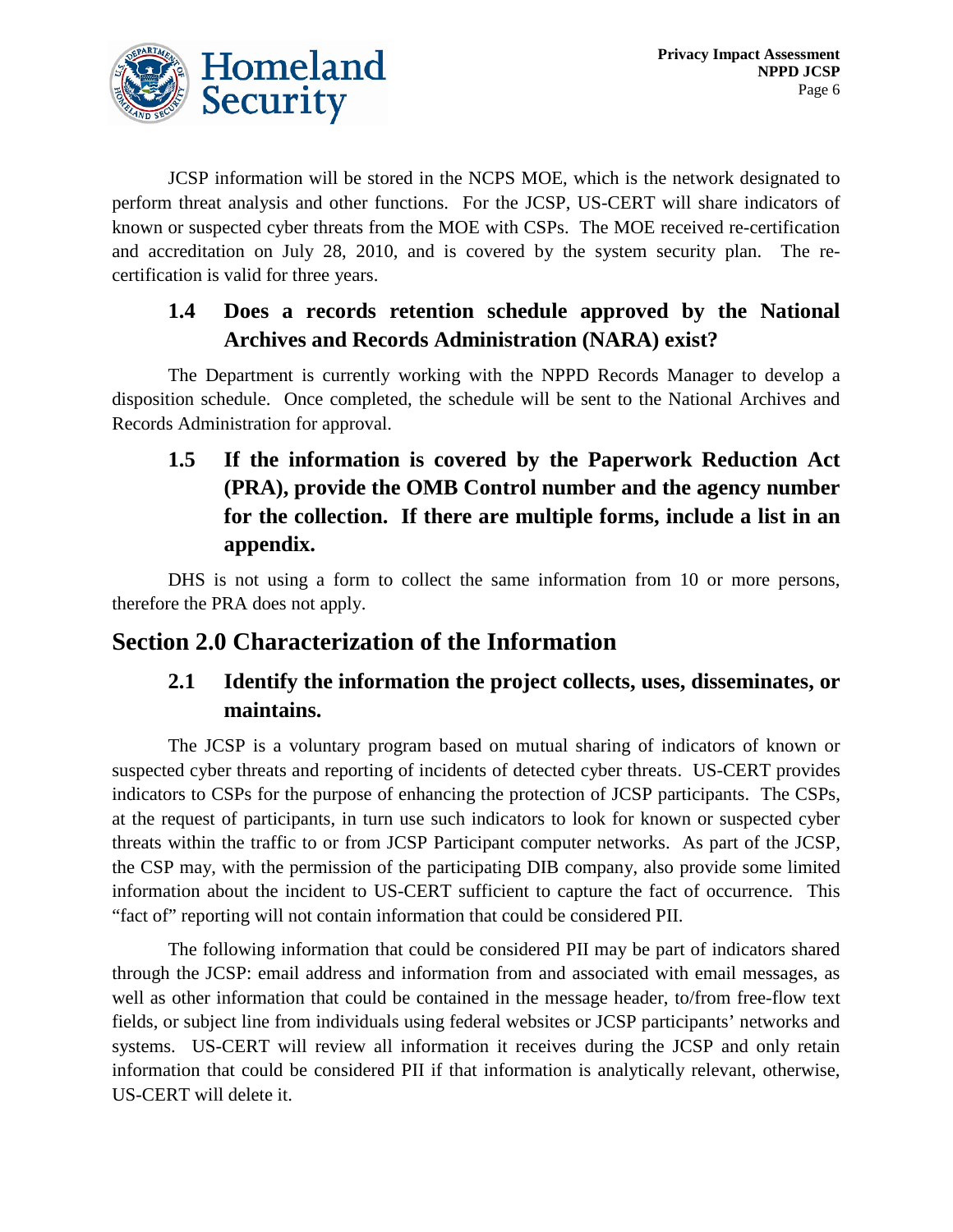JCSP information will be stored in the NCPS MOE, which is the network designated to perform threat analysis and other functions. For the JCSP, US-CERT will share indicators of known or suspected cyber threats from the MOE with CSPs. The MOE received re-certification and accreditation on July 28, 2010, and is covered by the system security plan. The re-certification is valid for three years.

### 1.4 Does a records retention schedule approved by the National Archives and Records Administration (NARA) exist?

The Department is currently working with the NPPD Records Manager to develop a disposition schedule. Once completed, the schedule will be sent to the National Archives and Records Administration for approval.

### 1.5 If the information is covered by the Paperwork Reduction Act (PRA), provide the OMB Control number and the agency number for the collection. If there are multiple forms, include a list in an appendix.

DHS is not using a form to collect the same information from 10 or more persons, therefore the PRA does not apply.

## Section 2.0 Characterization of the Information

### 2.1 Identify the information the project collects, uses, disseminates, or maintains.

The JCSP is a voluntary program based on mutual sharing of indicators of known or suspected cyber threats and reporting of incidents of detected cyber threats. US-CERT provides indicators to CSPs for the purpose of enhancing the protection of JCSP participants. The CSPs, at the request of participants, in turn use such indicators to look for known or suspected cyber threats within the traffic to or from JCSP Participant computer networks. As part of the JCSP, the CSP may, with the permission of the participating DIB company, also provide some limited information about the incident to US-CERT sufficient to capture the fact of occurrence. This "fact of" reporting will not contain information that could be considered PII.

The following information that could be considered PII may be part of indicators shared through the JCSP: email address and information from and associated with email messages, as well as other information that could be contained in the message header, to/from free-flow text fields, or subject line from individuals using federal websites or JCSP participants' networks and systems. US-CERT will review all information it receives during the JCSP and only retain information that could be considered PII if that information is analytically relevant, otherwise, US-CERT will delete it.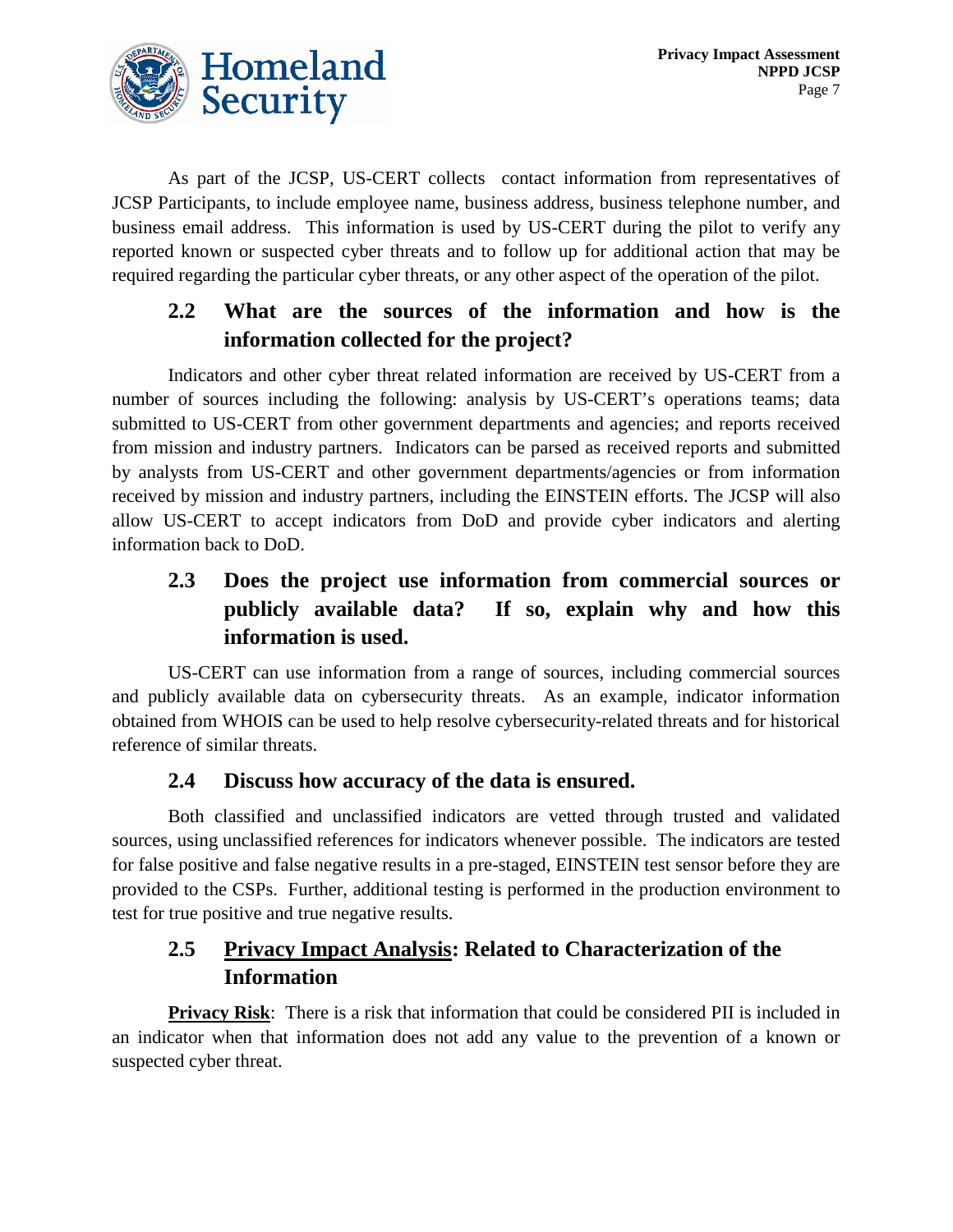As part of the JCSP, US-CERT collects contact information from representatives of JCSP Participants, to include employee name, business address, business telephone number, and business email address. This information is used by US-CERT during the pilot to verify any reported known or suspected cyber threats and to follow up for additional action that may be required regarding the particular cyber threats, or any other aspect of the operation of the pilot.

## 2.2 What are the sources of the information and how is the information collected for the project?

Indicators and other cyber threat related information are received by US-CERT from a number of sources including the following: analysis by US-CERT's operations teams; data submitted to US-CERT from other government departments and agencies; and reports received from mission and industry partners. Indicators can be parsed as received reports and submitted by analysts from US-CERT and other government departments/agencies or from information received by mission and industry partners, including the EINSTEIN efforts. The JCSP will also allow US-CERT to accept indicators from DoD and provide cyber indicators and alerting information back to DoD.

## 2.3 Does the project use information from commercial sources or publicly available data? If so, explain why and how this information is used.

US-CERT can use information from a range of sources, including commercial sources and publicly available data on cybersecurity threats. As an example, indicator information obtained from WHOIS can be used to help resolve cybersecurity-related threats and for historical reference of similar threats.

## 2.4 Discuss how accuracy of the data is ensured.

Both classified and unclassified indicators are vetted through trusted and validated sources, using unclassified references for indicators whenever possible. The indicators are tested for false positive and false negative results in a pre-staged, EINSTEIN test sensor before they are provided to the CSPs. Further, additional testing is performed in the production environment to test for true positive and true negative results.

## 2.5 Privacy Impact Analysis: Related to Characterization of the Information

**Privacy Risk**: There is a risk that information that could be considered PII is included in an indicator when that information does not add any value to the prevention of a known or suspected cyber threat.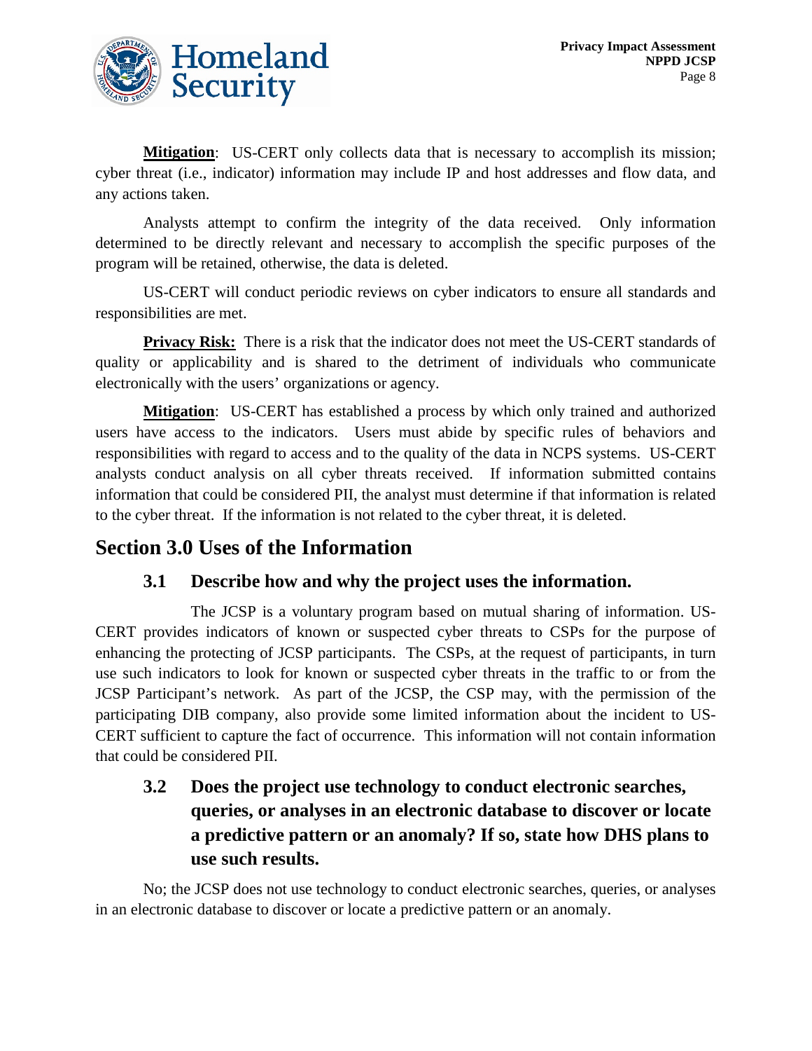**Mitigation**: US-CERT only collects data that is necessary to accomplish its mission; cyber threat (i.e., indicator) information may include IP and host addresses and flow data, and any actions taken.

Analysts attempt to confirm the integrity of the data received. Only information determined to be directly relevant and necessary to accomplish the specific purposes of the program will be retained, otherwise, the data is deleted.

US-CERT will conduct periodic reviews on cyber indicators to ensure all standards and responsibilities are met.

**Privacy Risk:** There is a risk that the indicator does not meet the US-CERT standards of quality or applicability and is shared to the detriment of individuals who communicate electronically with the users' organizations or agency.

**Mitigation**: US-CERT has established a process by which only trained and authorized users have access to the indicators. Users must abide by specific rules of behaviors and responsibilities with regard to access and to the quality of the data in NCPS systems. US-CERT analysts conduct analysis on all cyber threats received. If information submitted contains information that could be considered PII, the analyst must determine if that information is related to the cyber threat. If the information is not related to the cyber threat, it is deleted.

## Section 3.0 Uses of the Information

### 3.1 Describe how and why the project uses the information.

The JCSP is a voluntary program based on mutual sharing of information. US-CERT provides indicators of known or suspected cyber threats to CSPs for the purpose of enhancing the protecting of JCSP participants. The CSPs, at the request of participants, in turn use such indicators to look for known or suspected cyber threats in the traffic to or from the JCSP Participant's network. As part of the JCSP, the CSP may, with the permission of the participating DIB company, also provide some limited information about the incident to US-CERT sufficient to capture the fact of occurrence. This information will not contain information that could be considered PII.

### 3.2 Does the project use technology to conduct electronic searches, queries, or analyses in an electronic database to discover or locate a predictive pattern or an anomaly? If so, state how DHS plans to use such results.

No; the JCSP does not use technology to conduct electronic searches, queries, or analyses in an electronic database to discover or locate a predictive pattern or an anomaly.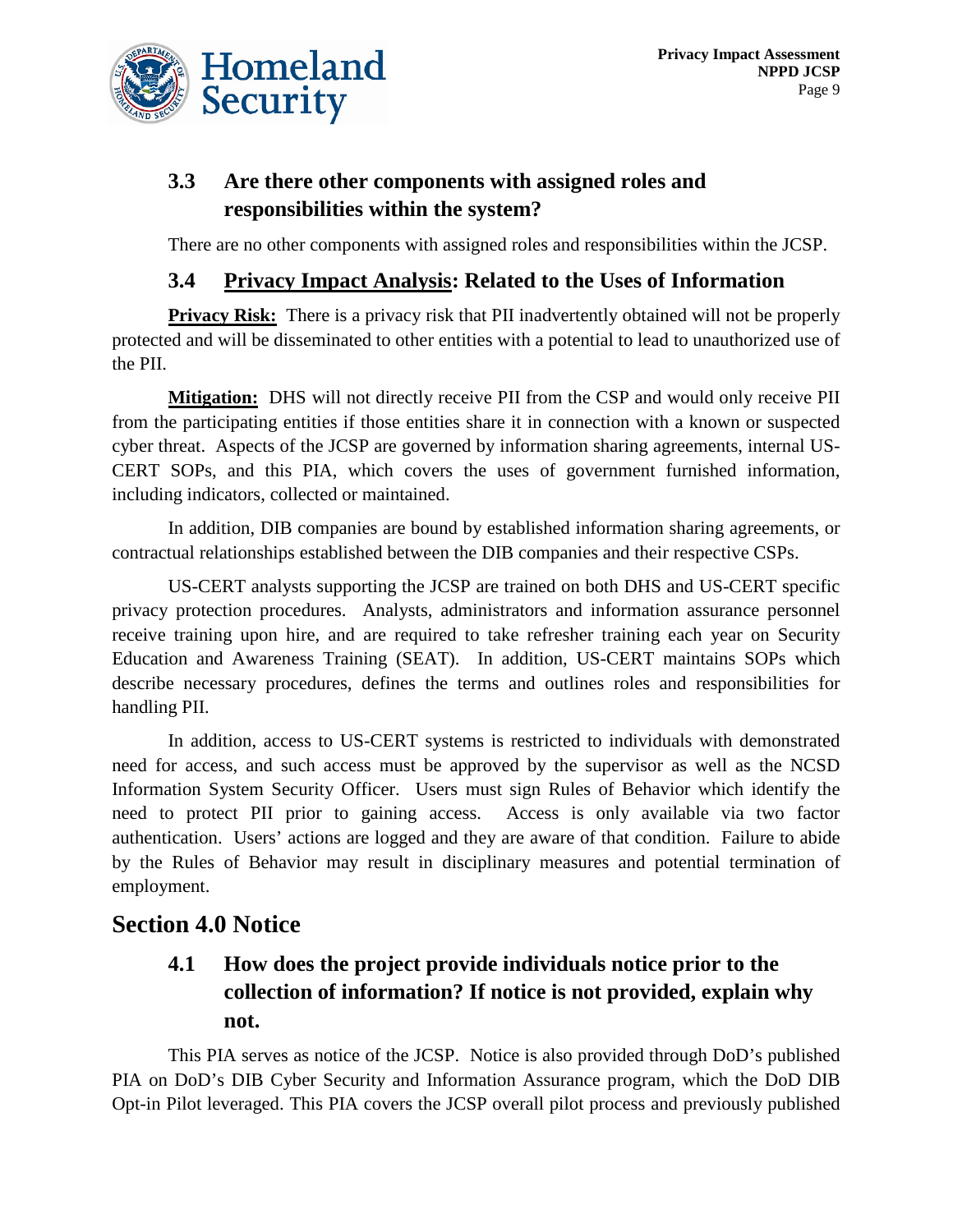### 3.3 Are there other components with assigned roles and responsibilities within the system?

There are no other components with assigned roles and responsibilities within the JCSP.

### 3.4 Privacy Impact Analysis: Related to the Uses of Information

**Privacy Risk:** There is a privacy risk that PII inadvertently obtained will not be properly protected and will be disseminated to other entities with a potential to lead to unauthorized use of the PII.

**Mitigation:** DHS will not directly receive PII from the CSP and would only receive PII from the participating entities if those entities share it in connection with a known or suspected cyber threat. Aspects of the JCSP are governed by information sharing agreements, internal US-CERT SOPs, and this PIA, which covers the uses of government furnished information, including indicators, collected or maintained.

In addition, DIB companies are bound by established information sharing agreements, or contractual relationships established between the DIB companies and their respective CSPs.

US-CERT analysts supporting the JCSP are trained on both DHS and US-CERT specific privacy protection procedures. Analysts, administrators and information assurance personnel receive training upon hire, and are required to take refresher training each year on Security Education and Awareness Training (SEAT). In addition, US-CERT maintains SOPs which describe necessary procedures, defines the terms and outlines roles and responsibilities for handling PII.

In addition, access to US-CERT systems is restricted to individuals with demonstrated need for access, and such access must be approved by the supervisor as well as the NCSD Information System Security Officer. Users must sign Rules of Behavior which identify the need to protect PII prior to gaining access. Access is only available via two factor authentication. Users' actions are logged and they are aware of that condition. Failure to abide by the Rules of Behavior may result in disciplinary measures and potential termination of employment.

## Section 4.0 Notice

### 4.1 How does the project provide individuals notice prior to the collection of information? If notice is not provided, explain why not.

This PIA serves as notice of the JCSP. Notice is also provided through DoD's published PIA on DoD's DIB Cyber Security and Information Assurance program, which the DoD DIB Opt-in Pilot leveraged. This PIA covers the JCSP overall pilot process and previously published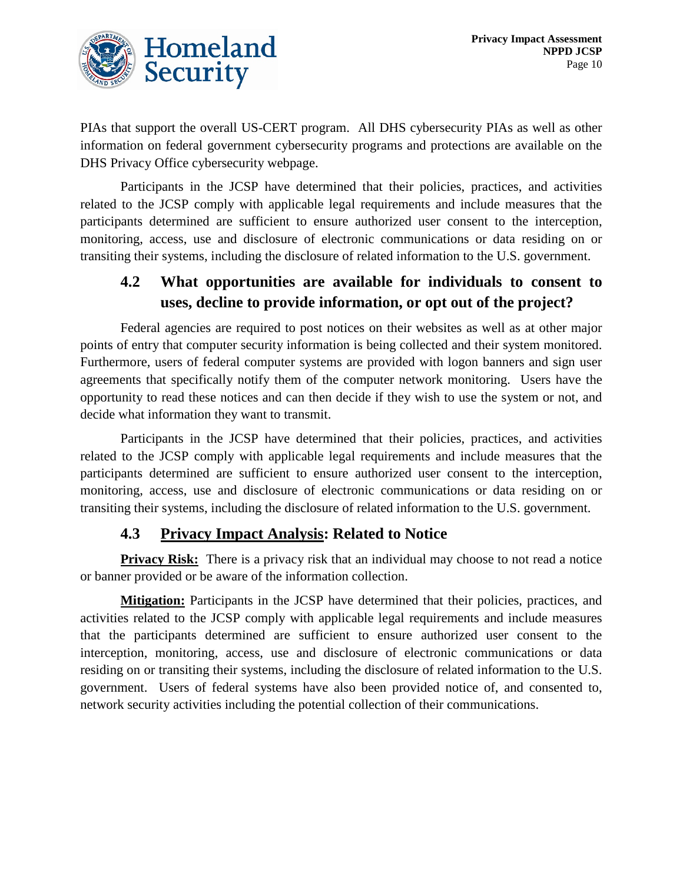PIAs that support the overall US-CERT program. All DHS cybersecurity PIAs as well as other information on federal government cybersecurity programs and protections are available on the DHS Privacy Office cybersecurity webpage.

Participants in the JCSP have determined that their policies, practices, and activities related to the JCSP comply with applicable legal requirements and include measures that the participants determined are sufficient to ensure authorized user consent to the interception, monitoring, access, use and disclosure of electronic communications or data residing on or transiting their systems, including the disclosure of related information to the U.S. government.

### 4.2 What opportunities are available for individuals to consent to uses, decline to provide information, or opt out of the project?

Federal agencies are required to post notices on their websites as well as at other major points of entry that computer security information is being collected and their system monitored. Furthermore, users of federal computer systems are provided with logon banners and sign user agreements that specifically notify them of the computer network monitoring. Users have the opportunity to read these notices and can then decide if they wish to use the system or not, and decide what information they want to transmit.

Participants in the JCSP have determined that their policies, practices, and activities related to the JCSP comply with applicable legal requirements and include measures that the participants determined are sufficient to ensure authorized user consent to the interception, monitoring, access, use and disclosure of electronic communications or data residing on or transiting their systems, including the disclosure of related information to the U.S. government.

### 4.3 Privacy Impact Analysis: Related to Notice

**Privacy Risk:** There is a privacy risk that an individual may choose to not read a notice or banner provided or be aware of the information collection.

**Mitigation:** Participants in the JCSP have determined that their policies, practices, and activities related to the JCSP comply with applicable legal requirements and include measures that the participants determined are sufficient to ensure authorized user consent to the interception, monitoring, access, use and disclosure of electronic communications or data residing on or transiting their systems, including the disclosure of related information to the U.S. government. Users of federal systems have also been provided notice of, and consented to, network security activities including the potential collection of their communications.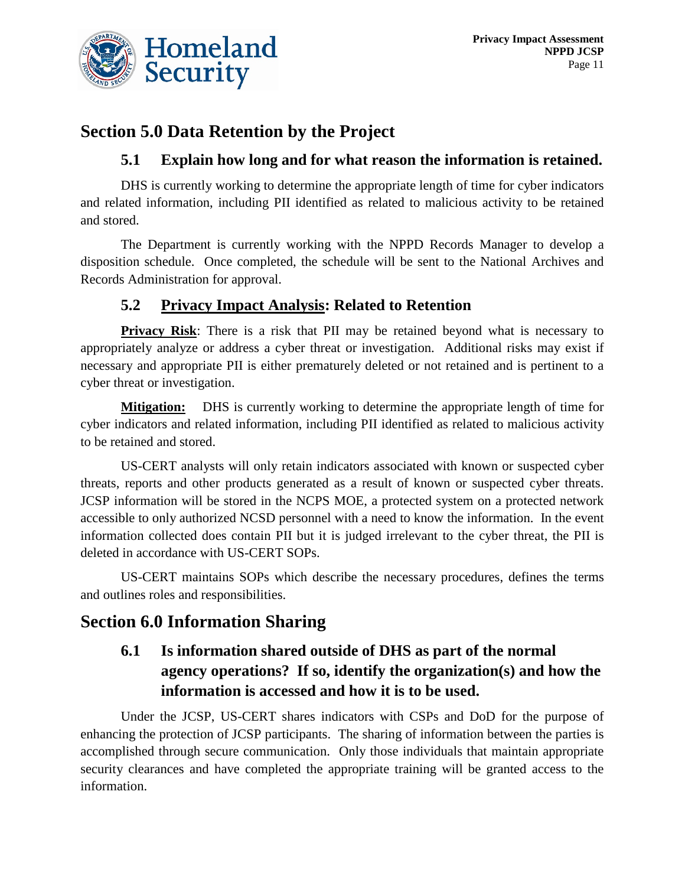## Section 5.0 Data Retention by the Project

### 5.1 Explain how long and for what reason the information is retained.

DHS is currently working to determine the appropriate length of time for cyber indicators and related information, including PII identified as related to malicious activity to be retained and stored.

The Department is currently working with the NPPD Records Manager to develop a disposition schedule. Once completed, the schedule will be sent to the National Archives and Records Administration for approval.

### 5.2 Privacy Impact Analysis: Related to Retention

**Privacy Risk**: There is a risk that PII may be retained beyond what is necessary to appropriately analyze or address a cyber threat or investigation. Additional risks may exist if necessary and appropriate PII is either prematurely deleted or not retained and is pertinent to a cyber threat or investigation.

**Mitigation:** DHS is currently working to determine the appropriate length of time for cyber indicators and related information, including PII identified as related to malicious activity to be retained and stored.

US-CERT analysts will only retain indicators associated with known or suspected cyber threats, reports and other products generated as a result of known or suspected cyber threats. JCSP information will be stored in the NCPS MOE, a protected system on a protected network accessible to only authorized NCSD personnel with a need to know the information. In the event information collected does contain PII but it is judged irrelevant to the cyber threat, the PII is deleted in accordance with US-CERT SOPs.

US-CERT maintains SOPs which describe the necessary procedures, defines the terms and outlines roles and responsibilities.

## Section 6.0 Information Sharing

### 6.1 Is information shared outside of DHS as part of the normal agency operations? If so, identify the organization(s) and how the information is accessed and how it is to be used.

Under the JCSP, US-CERT shares indicators with CSPs and DoD for the purpose of enhancing the protection of JCSP participants. The sharing of information between the parties is accomplished through secure communication. Only those individuals that maintain appropriate security clearances and have completed the appropriate training will be granted access to the information.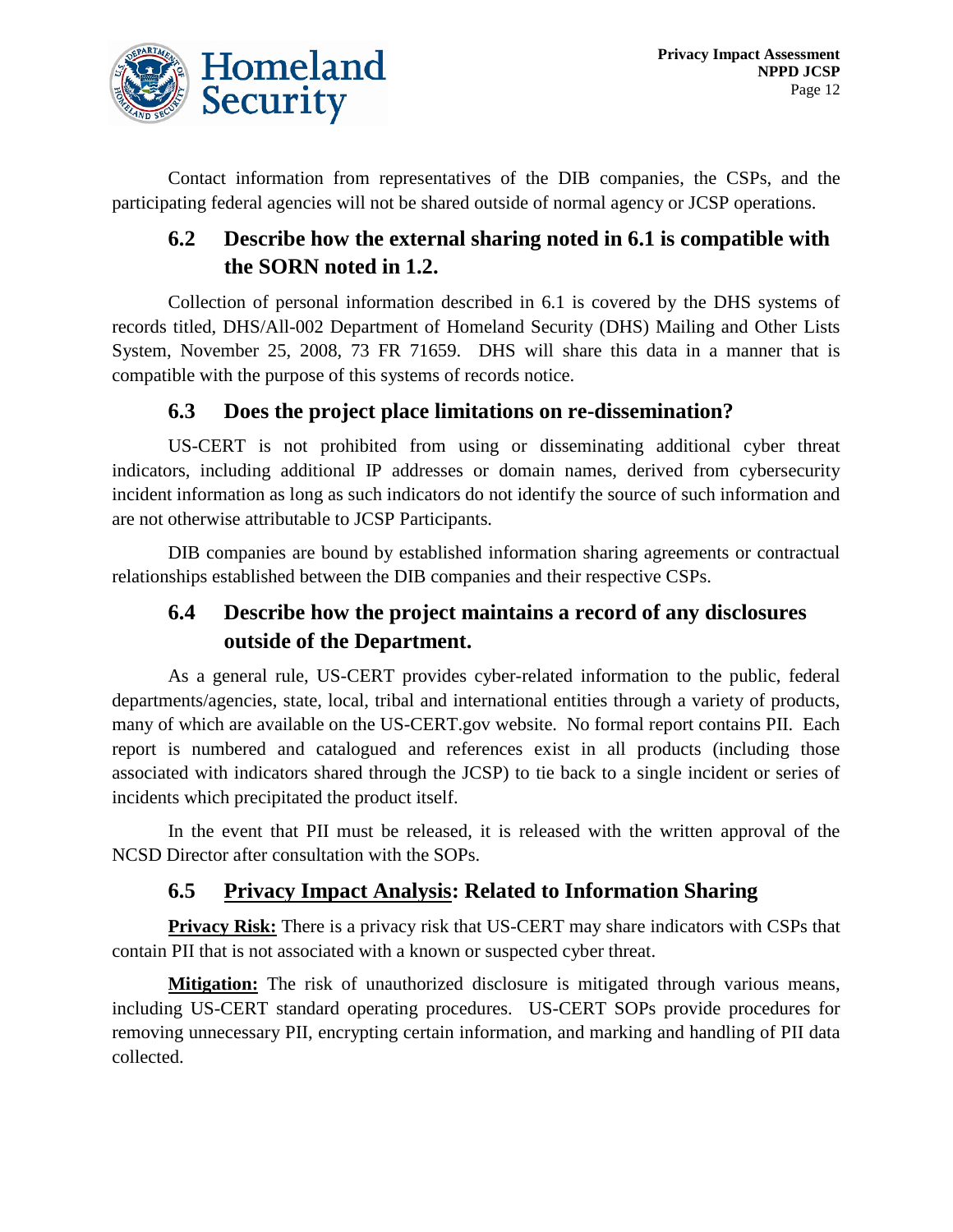Contact information from representatives of the DIB companies, the CSPs, and the participating federal agencies will not be shared outside of normal agency or JCSP operations.

### 6.2 Describe how the external sharing noted in 6.1 is compatible with the SORN noted in 1.2.

Collection of personal information described in 6.1 is covered by the DHS systems of records titled, DHS/All-002 Department of Homeland Security (DHS) Mailing and Other Lists System, November 25, 2008, 73 FR 71659. DHS will share this data in a manner that is compatible with the purpose of this systems of records notice.

### 6.3 Does the project place limitations on re-dissemination?

US-CERT is not prohibited from using or disseminating additional cyber threat indicators, including additional IP addresses or domain names, derived from cybersecurity incident information as long as such indicators do not identify the source of such information and are not otherwise attributable to JCSP Participants.

DIB companies are bound by established information sharing agreements or contractual relationships established between the DIB companies and their respective CSPs.

### 6.4 Describe how the project maintains a record of any disclosures outside of the Department.

As a general rule, US-CERT provides cyber-related information to the public, federal departments/agencies, state, local, tribal and international entities through a variety of products, many of which are available on the US-CERT.gov website. No formal report contains PII. Each report is numbered and catalogued and references exist in all products (including those associated with indicators shared through the JCSP) to tie back to a single incident or series of incidents which precipitated the product itself.

In the event that PII must be released, it is released with the written approval of the NCSD Director after consultation with the SOPs.

### 6.5 Privacy Impact Analysis: Related to Information Sharing

**Privacy Risk:** There is a privacy risk that US-CERT may share indicators with CSPs that contain PII that is not associated with a known or suspected cyber threat.

**Mitigation:** The risk of unauthorized disclosure is mitigated through various means, including US-CERT standard operating procedures. US-CERT SOPs provide procedures for removing unnecessary PII, encrypting certain information, and marking and handling of PII data collected.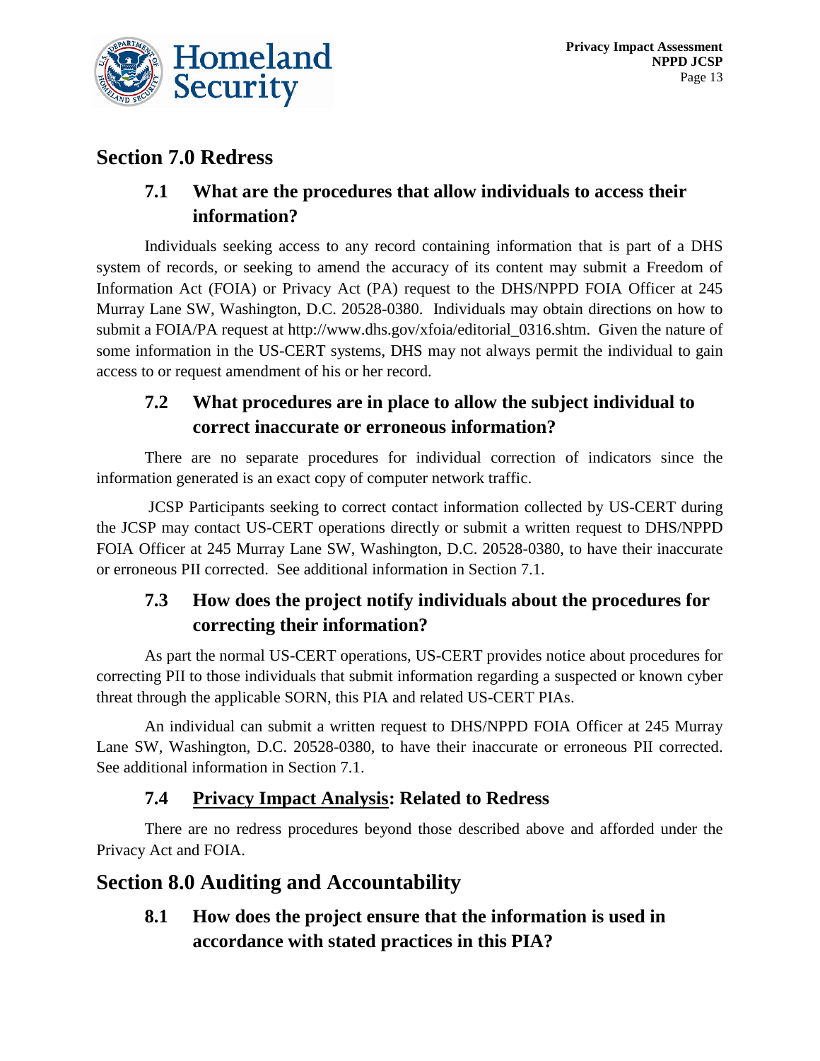## Section 7.0 Redress

### 7.1 What are the procedures that allow individuals to access their information?

Individuals seeking access to any record containing information that is part of a DHS system of records, or seeking to amend the accuracy of its content may submit a Freedom of Information Act (FOIA) or Privacy Act (PA) request to the DHS/NPPD FOIA Officer at 245 Murray Lane SW, Washington, D.C. 20528-0380. Individuals may obtain directions on how to submit a FOIA/PA request at http://www.dhs.gov/xfoia/editorial_0316.shtm. Given the nature of some information in the US-CERT systems, DHS may not always permit the individual to gain access to or request amendment of his or her record.

### 7.2 What procedures are in place to allow the subject individual to correct inaccurate or erroneous information?

There are no separate procedures for individual correction of indicators since the information generated is an exact copy of computer network traffic.

JCSP Participants seeking to correct contact information collected by US-CERT during the JCSP may contact US-CERT operations directly or submit a written request to DHS/NPPD FOIA Officer at 245 Murray Lane SW, Washington, D.C. 20528-0380, to have their inaccurate or erroneous PII corrected. See additional information in Section 7.1.

### 7.3 How does the project notify individuals about the procedures for correcting their information?

As part the normal US-CERT operations, US-CERT provides notice about procedures for correcting PII to those individuals that submit information regarding a suspected or known cyber threat through the applicable SORN, this PIA and related US-CERT PIAs.

An individual can submit a written request to DHS/NPPD FOIA Officer at 245 Murray Lane SW, Washington, D.C. 20528-0380, to have their inaccurate or erroneous PII corrected. See additional information in Section 7.1.

### 7.4 Privacy Impact Analysis: Related to Redress

There are no redress procedures beyond those described above and afforded under the Privacy Act and FOIA.

## Section 8.0 Auditing and Accountability

### 8.1 How does the project ensure that the information is used in accordance with stated practices in this PIA?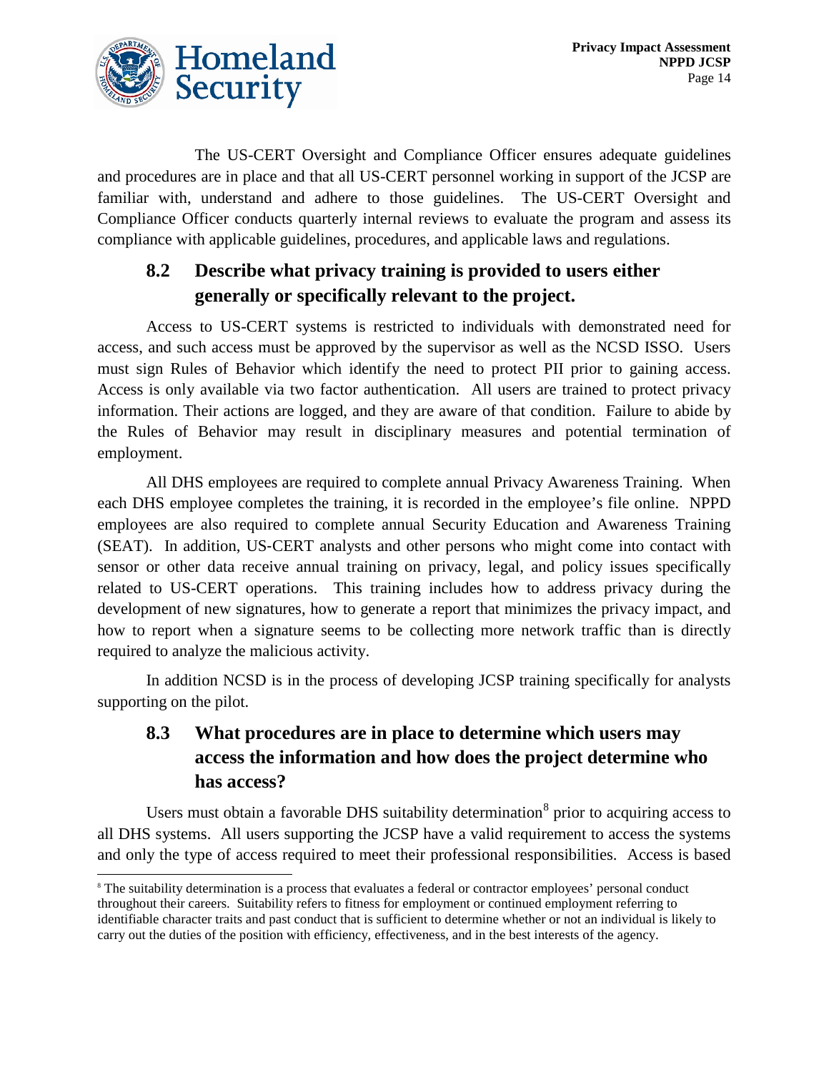The US-CERT Oversight and Compliance Officer ensures adequate guidelines and procedures are in place and that all US-CERT personnel working in support of the JCSP are familiar with, understand and adhere to those guidelines. The US-CERT Oversight and Compliance Officer conducts quarterly internal reviews to evaluate the program and assess its compliance with applicable guidelines, procedures, and applicable laws and regulations.

## 8.2 Describe what privacy training is provided to users either generally or specifically relevant to the project.

Access to US-CERT systems is restricted to individuals with demonstrated need for access, and such access must be approved by the supervisor as well as the NCSD ISSO. Users must sign Rules of Behavior which identify the need to protect PII prior to gaining access. Access is only available via two factor authentication. All users are trained to protect privacy information. Their actions are logged, and they are aware of that condition. Failure to abide by the Rules of Behavior may result in disciplinary measures and potential termination of employment.

All DHS employees are required to complete annual Privacy Awareness Training. When each DHS employee completes the training, it is recorded in the employee's file online. NPPD employees are also required to complete annual Security Education and Awareness Training (SEAT). In addition, US-CERT analysts and other persons who might come into contact with sensor or other data receive annual training on privacy, legal, and policy issues specifically related to US-CERT operations. This training includes how to address privacy during the development of new signatures, how to generate a report that minimizes the privacy impact, and how to report when a signature seems to be collecting more network traffic than is directly required to analyze the malicious activity.

In addition NCSD is in the process of developing JCSP training specifically for analysts supporting on the pilot.

## 8.3 What procedures are in place to determine which users may access the information and how does the project determine who has access?

Users must obtain a favorable DHS suitability determination[8] prior to acquiring access to all DHS systems. All users supporting the JCSP have a valid requirement to access the systems and only the type of access required to meet their professional responsibilities. Access is based

[8] The suitability determination is a process that evaluates a federal or contractor employees' personal conduct throughout their careers. Suitability refers to fitness for employment or continued employment referring to identifiable character traits and past conduct that is sufficient to determine whether or not an individual is likely to carry out the duties of the position with efficiency, effectiveness, and in the best interests of the agency.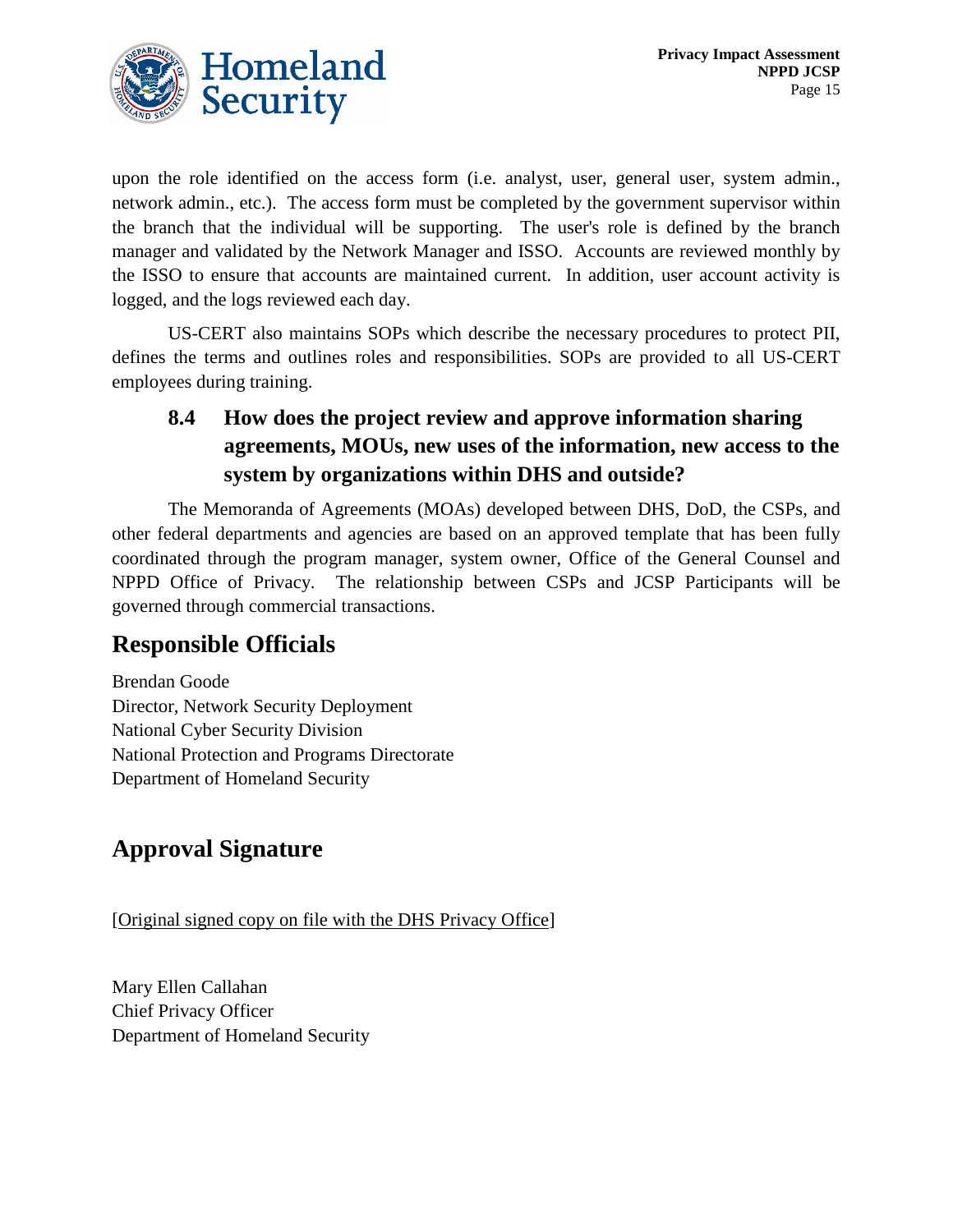upon the role identified on the access form (i.e. analyst, user, general user, system admin., network admin., etc.). The access form must be completed by the government supervisor within the branch that the individual will be supporting. The user's role is defined by the branch manager and validated by the Network Manager and ISSO. Accounts are reviewed monthly by the ISSO to ensure that accounts are maintained current. In addition, user account activity is logged, and the logs reviewed each day.

US-CERT also maintains SOPs which describe the necessary procedures to protect PII, defines the terms and outlines roles and responsibilities. SOPs are provided to all US-CERT employees during training.

### 8.4 How does the project review and approve information sharing agreements, MOUs, new uses of the information, new access to the system by organizations within DHS and outside?

The Memoranda of Agreements (MOAs) developed between DHS, DoD, the CSPs, and other federal departments and agencies are based on an approved template that has been fully coordinated through the program manager, system owner, Office of the General Counsel and NPPD Office of Privacy. The relationship between CSPs and JCSP Participants will be governed through commercial transactions.

## Responsible Officials

Brendan Goode
Director, Network Security Deployment
National Cyber Security Division
National Protection and Programs Directorate
Department of Homeland Security

## Approval Signature

[Original signed copy on file with the DHS Privacy Office]

Mary Ellen Callahan
Chief Privacy Officer
Department of Homeland Security